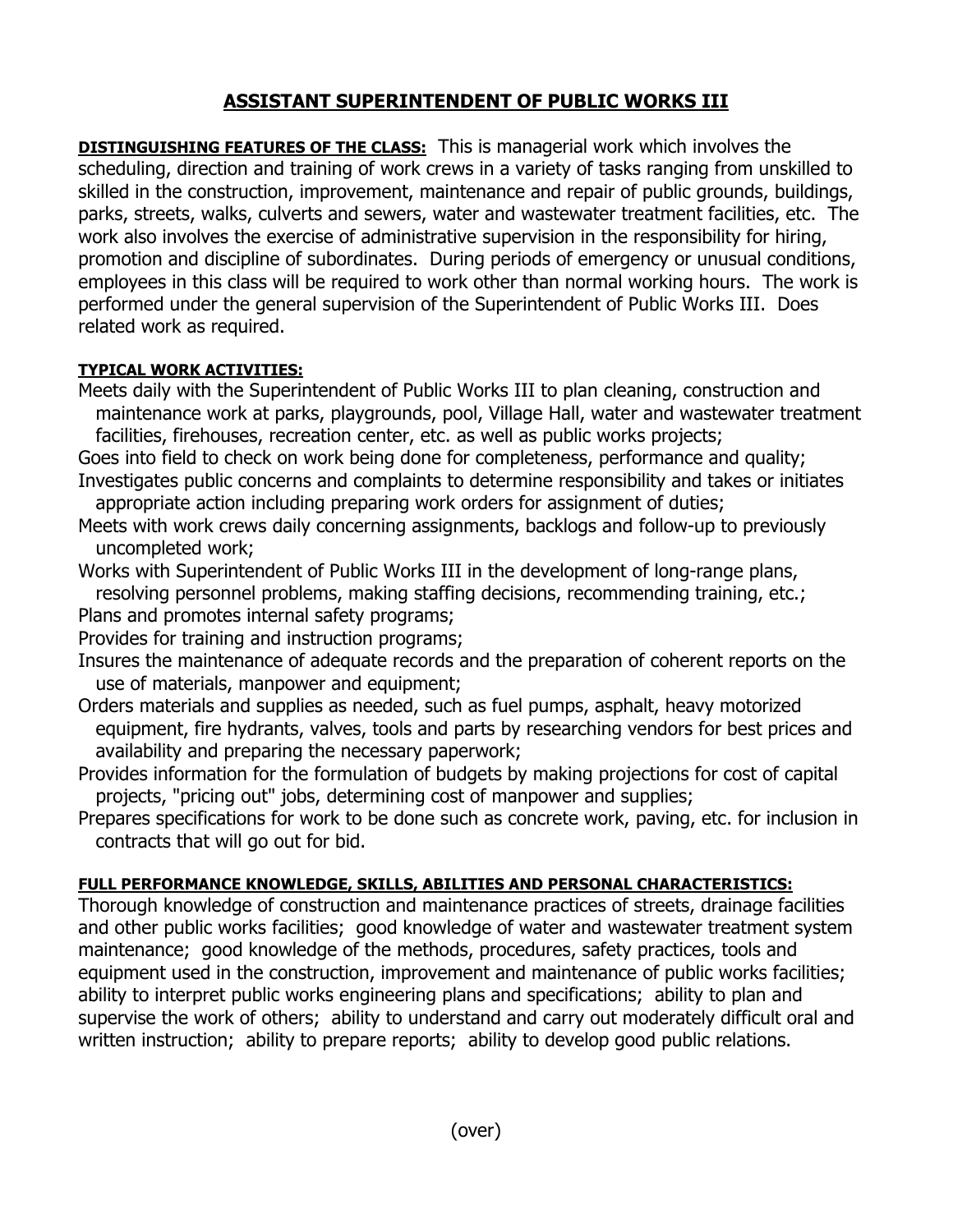# ASSISTANT SUPERINTENDENT OF PUBLIC WORKS III

**DISTINGUISHING FEATURES OF THE CLASS:** This is managerial work which involves the scheduling, direction and training of work crews in a variety of tasks ranging from unskilled to skilled in the construction, improvement, maintenance and repair of public grounds, buildings, parks, streets, walks, culverts and sewers, water and wastewater treatment facilities, etc. The work also involves the exercise of administrative supervision in the responsibility for hiring, promotion and discipline of subordinates. During periods of emergency or unusual conditions, employees in this class will be required to work other than normal working hours. The work is performed under the general supervision of the Superintendent of Public Works III. Does related work as required.

**TYPICAL WORK ACTIVITIES:**

Meets daily with the Superintendent of Public Works III to plan cleaning, construction and maintenance work at parks, playgrounds, pool, Village Hall, water and wastewater treatment facilities, firehouses, recreation center, etc. as well as public works projects;

Goes into field to check on work being done for completeness, performance and quality;

Investigates public concerns and complaints to determine responsibility and takes or initiates appropriate action including preparing work orders for assignment of duties;

Meets with work crews daily concerning assignments, backlogs and follow-up to previously uncompleted work;

Works with Superintendent of Public Works III in the development of long-range plans, resolving personnel problems, making staffing decisions, recommending training, etc.;

Plans and promotes internal safety programs;

Provides for training and instruction programs;

Insures the maintenance of adequate records and the preparation of coherent reports on the use of materials, manpower and equipment;

Orders materials and supplies as needed, such as fuel pumps, asphalt, heavy motorized equipment, fire hydrants, valves, tools and parts by researching vendors for best prices and availability and preparing the necessary paperwork;

Provides information for the formulation of budgets by making projections for cost of capital projects, "pricing out" jobs, determining cost of manpower and supplies;

Prepares specifications for work to be done such as concrete work, paving, etc. for inclusion in contracts that will go out for bid.

**FULL PERFORMANCE KNOWLEDGE, SKILLS, ABILITIES AND PERSONAL CHARACTERISTICS:**

Thorough knowledge of construction and maintenance practices of streets, drainage facilities and other public works facilities; good knowledge of water and wastewater treatment system maintenance; good knowledge of the methods, procedures, safety practices, tools and equipment used in the construction, improvement and maintenance of public works facilities; ability to interpret public works engineering plans and specifications; ability to plan and supervise the work of others; ability to understand and carry out moderately difficult oral and written instruction; ability to prepare reports; ability to develop good public relations.

(over)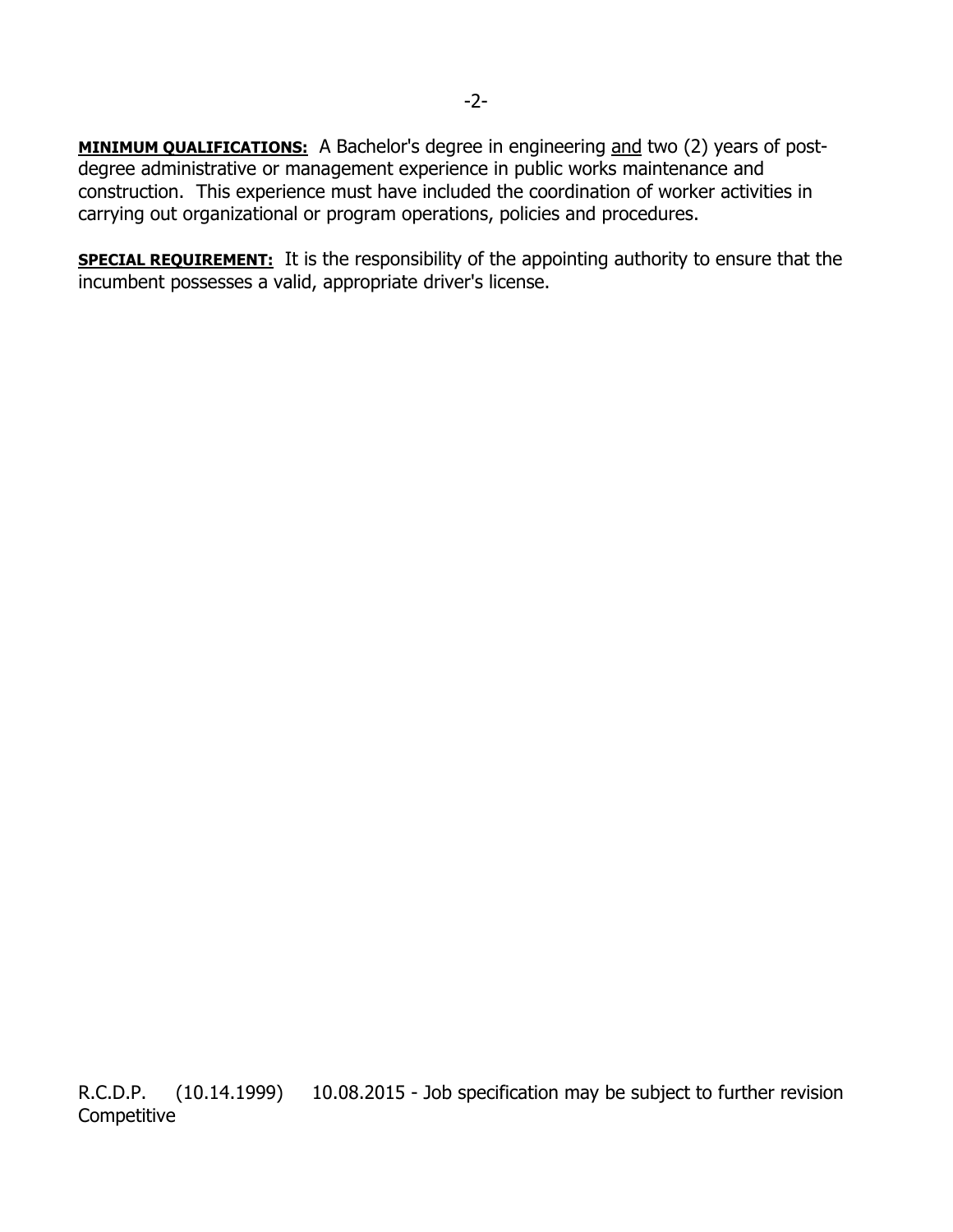**MINIMUM QUALIFICATIONS:** A Bachelor's degree in engineering <u>and</u> two (2) years of post-degree administrative or management experience in public works maintenance and construction. This experience must have included the coordination of worker activities in carrying out organizational or program operations, policies and procedures.

**SPECIAL REQUIREMENT:** It is the responsibility of the appointing authority to ensure that the incumbent possesses a valid, appropriate driver's license.

R.C.D.P. (10.14.1999) 10.08.2015 - Job specification may be subject to further revision
Competitive